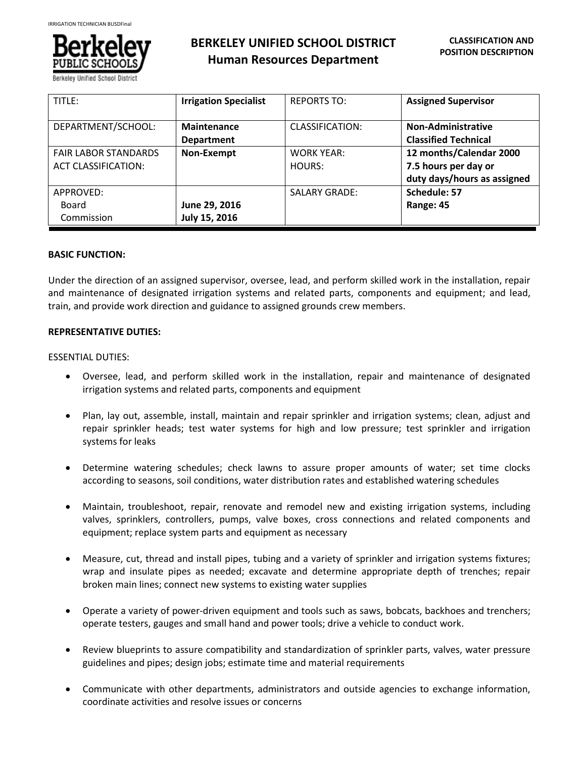# BERKELEY UNIFIED SCHOOL DISTRICT
## Human Resources Department

**CLASSIFICATION AND POSITION DESCRIPTION**

| TITLE: | **Irrigation Specialist** | REPORTS TO: | **Assigned Supervisor** |
|---|---|---|---|
| DEPARTMENT/SCHOOL: | **Maintenance Department** | CLASSIFICATION: | **Non-Administrative Classified Technical** |
| FAIR LABOR STANDARDS ACT CLASSIFICATION: | **Non-Exempt** | WORK YEAR: HOURS: | **12 months/Calendar 2000 7.5 hours per day or duty days/hours as assigned** |
| APPROVED: Board Commission | **June 29, 2016 July 15, 2016** | SALARY GRADE: | **Schedule: 57 Range: 45** |

**BASIC FUNCTION:**

Under the direction of an assigned supervisor, oversee, lead, and perform skilled work in the installation, repair and maintenance of designated irrigation systems and related parts, components and equipment; and lead, train, and provide work direction and guidance to assigned grounds crew members.

**REPRESENTATIVE DUTIES:**

ESSENTIAL DUTIES:

- Oversee, lead, and perform skilled work in the installation, repair and maintenance of designated irrigation systems and related parts, components and equipment
- Plan, lay out, assemble, install, maintain and repair sprinkler and irrigation systems; clean, adjust and repair sprinkler heads; test water systems for high and low pressure; test sprinkler and irrigation systems for leaks
- Determine watering schedules; check lawns to assure proper amounts of water; set time clocks according to seasons, soil conditions, water distribution rates and established watering schedules
- Maintain, troubleshoot, repair, renovate and remodel new and existing irrigation systems, including valves, sprinklers, controllers, pumps, valve boxes, cross connections and related components and equipment; replace system parts and equipment as necessary
- Measure, cut, thread and install pipes, tubing and a variety of sprinkler and irrigation systems fixtures; wrap and insulate pipes as needed; excavate and determine appropriate depth of trenches; repair broken main lines; connect new systems to existing water supplies
- Operate a variety of power-driven equipment and tools such as saws, bobcats, backhoes and trenchers; operate testers, gauges and small hand and power tools; drive a vehicle to conduct work.
- Review blueprints to assure compatibility and standardization of sprinkler parts, valves, water pressure guidelines and pipes; design jobs; estimate time and material requirements
- Communicate with other departments, administrators and outside agencies to exchange information, coordinate activities and resolve issues or concerns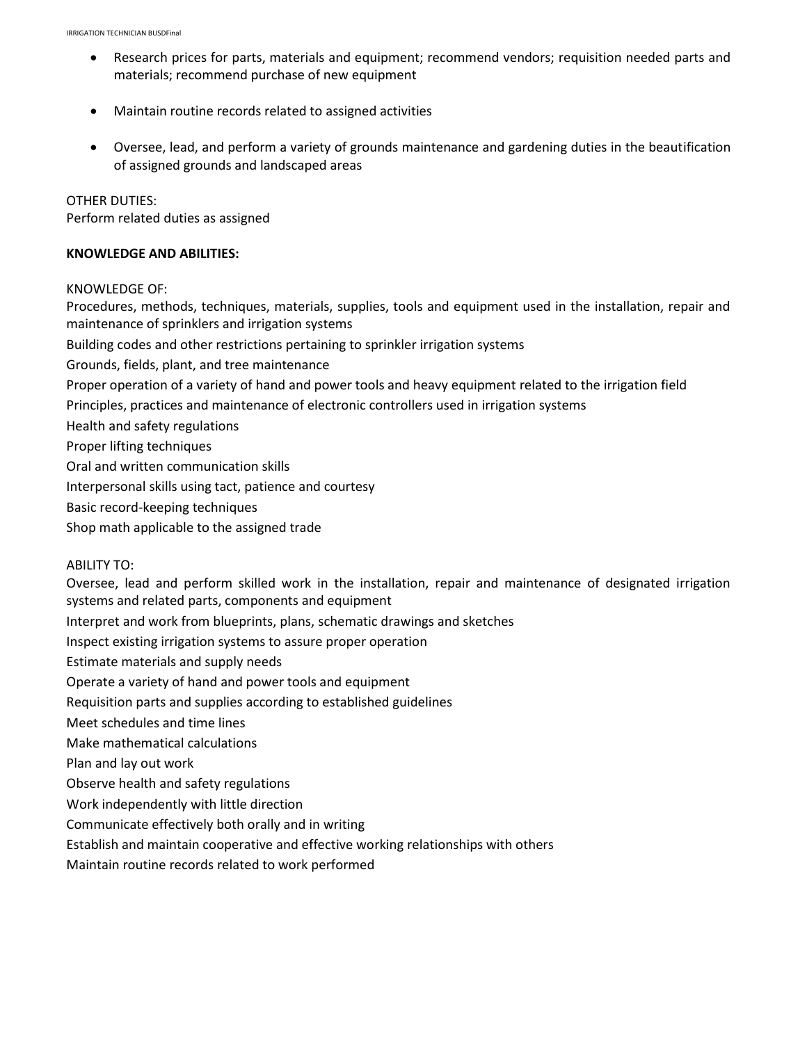- Research prices for parts, materials and equipment; recommend vendors; requisition needed parts and materials; recommend purchase of new equipment

- Maintain routine records related to assigned activities

- Oversee, lead, and perform a variety of grounds maintenance and gardening duties in the beautification of assigned grounds and landscaped areas

OTHER DUTIES:
Perform related duties as assigned

**KNOWLEDGE AND ABILITIES:**

KNOWLEDGE OF:
Procedures, methods, techniques, materials, supplies, tools and equipment used in the installation, repair and maintenance of sprinklers and irrigation systems
Building codes and other restrictions pertaining to sprinkler irrigation systems
Grounds, fields, plant, and tree maintenance
Proper operation of a variety of hand and power tools and heavy equipment related to the irrigation field
Principles, practices and maintenance of electronic controllers used in irrigation systems
Health and safety regulations
Proper lifting techniques
Oral and written communication skills
Interpersonal skills using tact, patience and courtesy
Basic record-keeping techniques
Shop math applicable to the assigned trade

ABILITY TO:
Oversee, lead and perform skilled work in the installation, repair and maintenance of designated irrigation systems and related parts, components and equipment
Interpret and work from blueprints, plans, schematic drawings and sketches
Inspect existing irrigation systems to assure proper operation
Estimate materials and supply needs
Operate a variety of hand and power tools and equipment
Requisition parts and supplies according to established guidelines
Meet schedules and time lines
Make mathematical calculations
Plan and lay out work
Observe health and safety regulations
Work independently with little direction
Communicate effectively both orally and in writing
Establish and maintain cooperative and effective working relationships with others
Maintain routine records related to work performed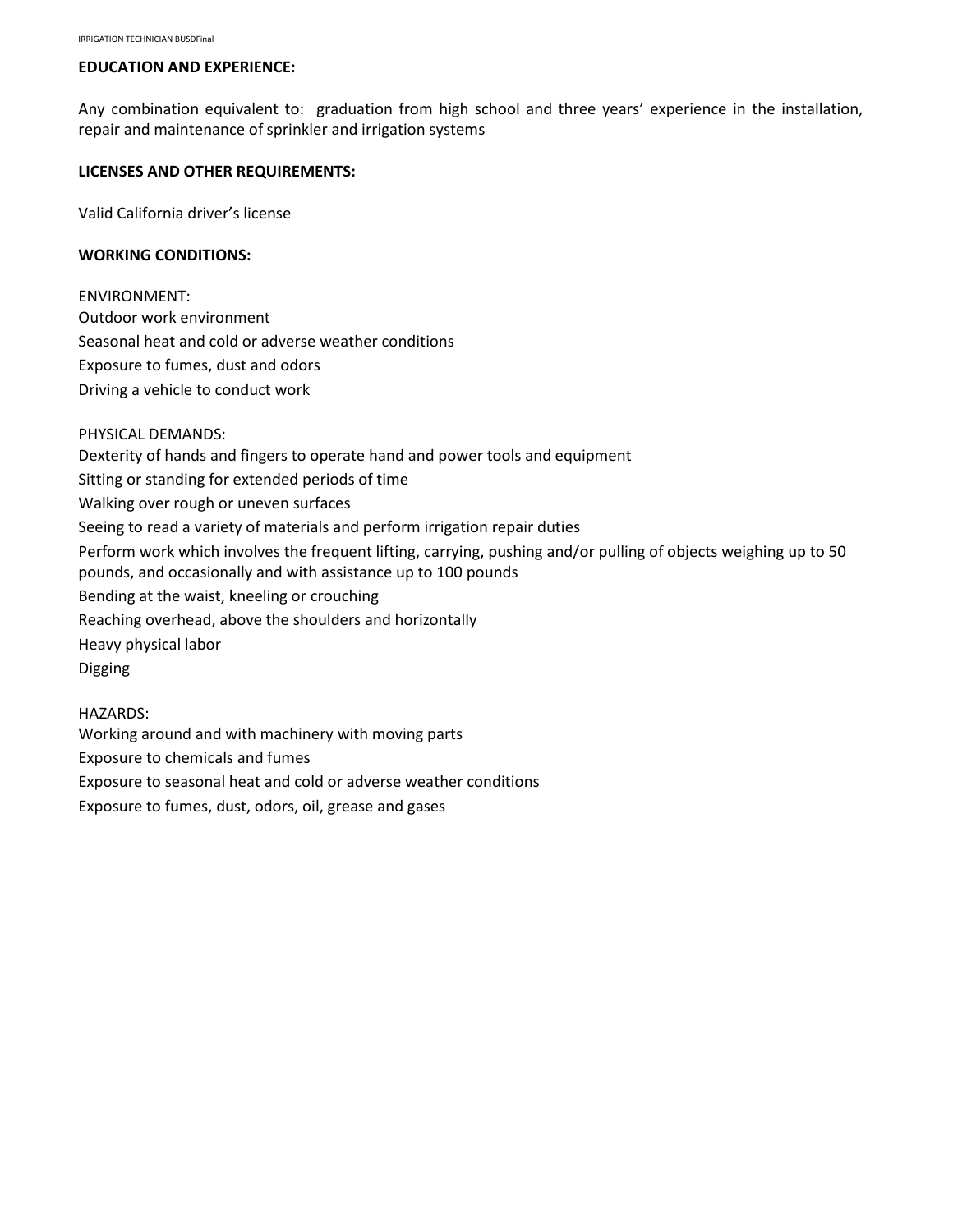**EDUCATION AND EXPERIENCE:**

Any combination equivalent to: graduation from high school and three years' experience in the installation, repair and maintenance of sprinkler and irrigation systems

**LICENSES AND OTHER REQUIREMENTS:**

Valid California driver's license

**WORKING CONDITIONS:**

ENVIRONMENT:
Outdoor work environment
Seasonal heat and cold or adverse weather conditions
Exposure to fumes, dust and odors
Driving a vehicle to conduct work

PHYSICAL DEMANDS:
Dexterity of hands and fingers to operate hand and power tools and equipment
Sitting or standing for extended periods of time
Walking over rough or uneven surfaces
Seeing to read a variety of materials and perform irrigation repair duties
Perform work which involves the frequent lifting, carrying, pushing and/or pulling of objects weighing up to 50 pounds, and occasionally and with assistance up to 100 pounds
Bending at the waist, kneeling or crouching
Reaching overhead, above the shoulders and horizontally
Heavy physical labor
Digging

HAZARDS:
Working around and with machinery with moving parts
Exposure to chemicals and fumes
Exposure to seasonal heat and cold or adverse weather conditions
Exposure to fumes, dust, odors, oil, grease and gases